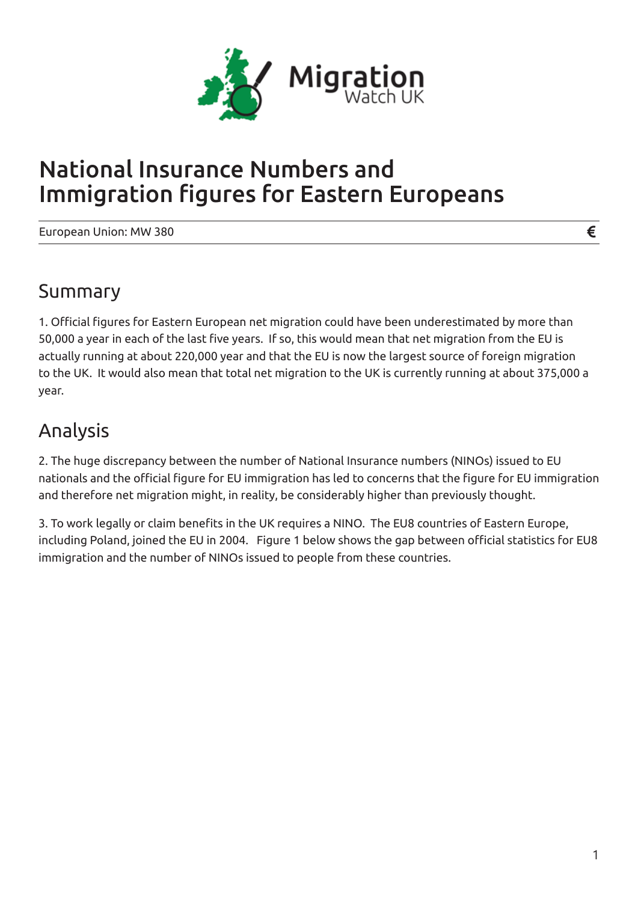# National Insurance Numbers and Immigration figures for Eastern Europeans

European Union: MW 380 €

## Summary

1. Official figures for Eastern European net migration could have been underestimated by more than 50,000 a year in each of the last five years. If so, this would mean that net migration from the EU is actually running at about 220,000 year and that the EU is now the largest source of foreign migration to the UK. It would also mean that total net migration to the UK is currently running at about 375,000 a year.

## Analysis

2. The huge discrepancy between the number of National Insurance numbers (NINOs) issued to EU nationals and the official figure for EU immigration has led to concerns that the figure for EU immigration and therefore net migration might, in reality, be considerably higher than previously thought.

3. To work legally or claim benefits in the UK requires a NINO. The EU8 countries of Eastern Europe, including Poland, joined the EU in 2004. Figure 1 below shows the gap between official statistics for EU8 immigration and the number of NINOs issued to people from these countries.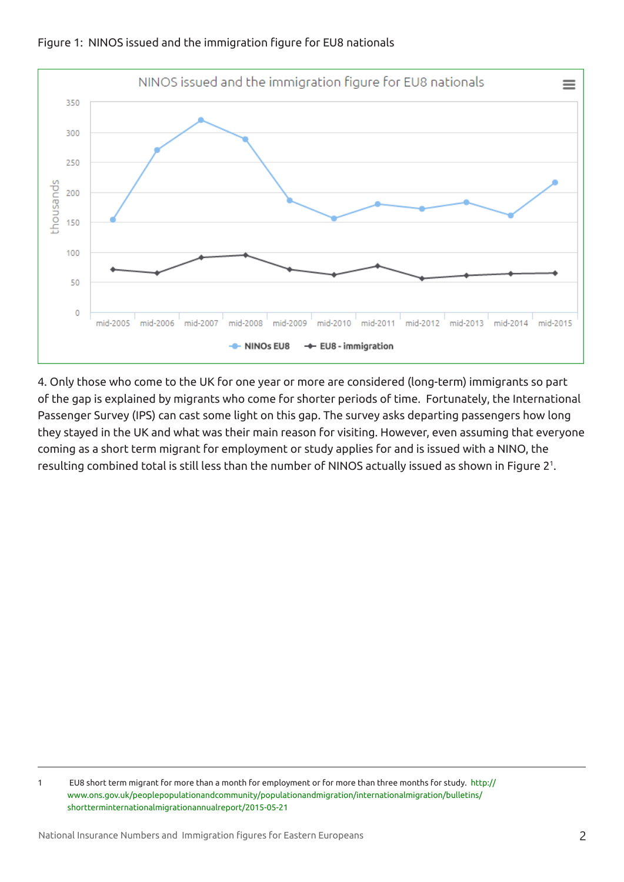Figure 1: NINOS issued and the immigration figure for EU8 nationals

4. Only those who come to the UK for one year or more are considered (long-term) immigrants so part of the gap is explained by migrants who come for shorter periods of time. Fortunately, the International Passenger Survey (IPS) can cast some light on this gap. The survey asks departing passengers how long they stayed in the UK and what was their main reason for visiting. However, even assuming that everyone coming as a short term migrant for employment or study applies for and is issued with a NINO, the resulting combined total is still less than the number of NINOS actually issued as shown in Figure 2[1].

---

1 EU8 short term migrant for more than a month for employment or for more than three months for study. http://www.ons.gov.uk/peoplepopulationandcommunity/populationandmigration/internationalmigration/bulletins/shortterminternationalmigrationannualreport/2015-05-21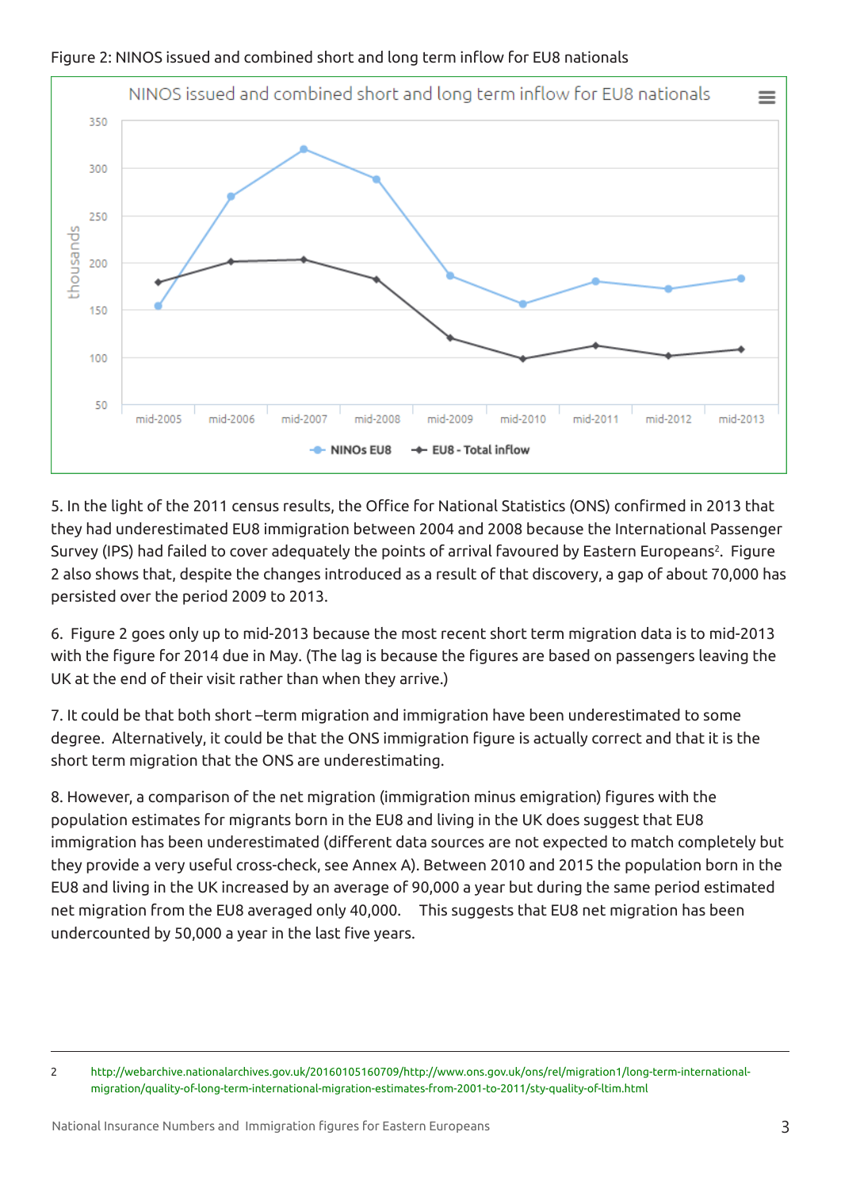Figure 2: NINOS issued and combined short and long term inflow for EU8 nationals

5. In the light of the 2011 census results, the Office for National Statistics (ONS) confirmed in 2013 that they had underestimated EU8 immigration between 2004 and 2008 because the International Passenger Survey (IPS) had failed to cover adequately the points of arrival favoured by Eastern Europeans[2]. Figure 2 also shows that, despite the changes introduced as a result of that discovery, a gap of about 70,000 has persisted over the period 2009 to 2013.

6. Figure 2 goes only up to mid-2013 because the most recent short term migration data is to mid-2013 with the figure for 2014 due in May. (The lag is because the figures are based on passengers leaving the UK at the end of their visit rather than when they arrive.)

7. It could be that both short –term migration and immigration have been underestimated to some degree. Alternatively, it could be that the ONS immigration figure is actually correct and that it is the short term migration that the ONS are underestimating.

8. However, a comparison of the net migration (immigration minus emigration) figures with the population estimates for migrants born in the EU8 and living in the UK does suggest that EU8 immigration has been underestimated (different data sources are not expected to match completely but they provide a very useful cross-check, see Annex A). Between 2010 and 2015 the population born in the EU8 and living in the UK increased by an average of 90,000 a year but during the same period estimated net migration from the EU8 averaged only 40,000. This suggests that EU8 net migration has been undercounted by 50,000 a year in the last five years.

---

2 http://webarchive.nationalarchives.gov.uk/20160105160709/http://www.ons.gov.uk/ons/rel/migration1/long-term-international-migration/quality-of-long-term-international-migration-estimates-from-2001-to-2011/sty-quality-of-ltim.html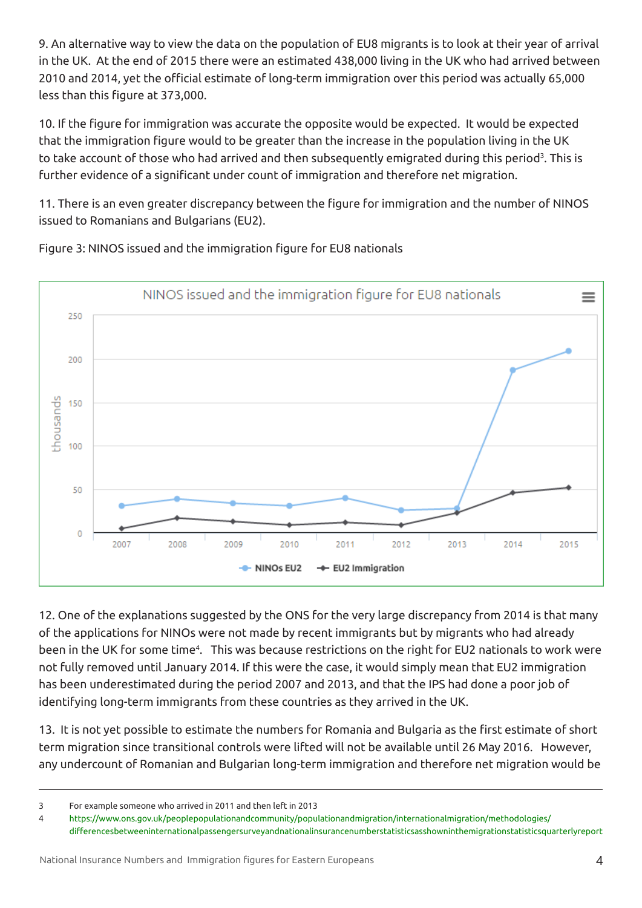9. An alternative way to view the data on the population of EU8 migrants is to look at their year of arrival in the UK. At the end of 2015 there were an estimated 438,000 living in the UK who had arrived between 2010 and 2014, yet the official estimate of long-term immigration over this period was actually 65,000 less than this figure at 373,000.

10. If the figure for immigration was accurate the opposite would be expected. It would be expected that the immigration figure would to be greater than the increase in the population living in the UK to take account of those who had arrived and then subsequently emigrated during this period[3]. This is further evidence of a significant under count of immigration and therefore net migration.

11. There is an even greater discrepancy between the figure for immigration and the number of NINOS issued to Romanians and Bulgarians (EU2).

Figure 3: NINOS issued and the immigration figure for EU8 nationals

12. One of the explanations suggested by the ONS for the very large discrepancy from 2014 is that many of the applications for NINOs were not made by recent immigrants but by migrants who had already been in the UK for some time[4]. This was because restrictions on the right for EU2 nationals to work were not fully removed until January 2014. If this were the case, it would simply mean that EU2 immigration has been underestimated during the period 2007 and 2013, and that the IPS had done a poor job of identifying long-term immigrants from these countries as they arrived in the UK.

13. It is not yet possible to estimate the numbers for Romania and Bulgaria as the first estimate of short term migration since transitional controls were lifted will not be available until 26 May 2016. However, any undercount of Romanian and Bulgarian long-term immigration and therefore net migration would be

3 For example someone who arrived in 2011 and then left in 2013

4 https://www.ons.gov.uk/peoplepopulationandcommunity/populationandmigration/internationalmigration/methodologies/differencesbetweeninternationalpassengersurveyandnationalinsurancenumberstatisticsasshowninthemigrationstatisticsquarterlyreport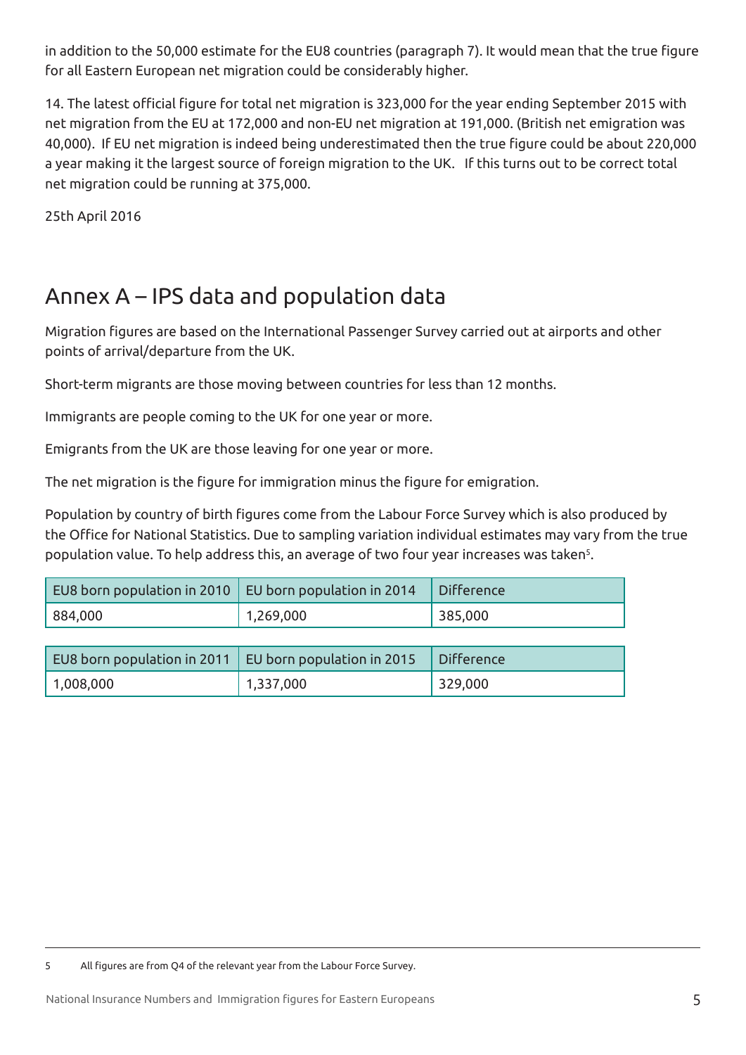in addition to the 50,000 estimate for the EU8 countries (paragraph 7). It would mean that the true figure for all Eastern European net migration could be considerably higher.

14. The latest official figure for total net migration is 323,000 for the year ending September 2015 with net migration from the EU at 172,000 and non-EU net migration at 191,000. (British net emigration was 40,000). If EU net migration is indeed being underestimated then the true figure could be about 220,000 a year making it the largest source of foreign migration to the UK. If this turns out to be correct total net migration could be running at 375,000.

25th April 2016

## Annex A – IPS data and population data

Migration figures are based on the International Passenger Survey carried out at airports and other points of arrival/departure from the UK.

Short-term migrants are those moving between countries for less than 12 months.

Immigrants are people coming to the UK for one year or more.

Emigrants from the UK are those leaving for one year or more.

The net migration is the figure for immigration minus the figure for emigration.

Population by country of birth figures come from the Labour Force Survey which is also produced by the Office for National Statistics. Due to sampling variation individual estimates may vary from the true population value. To help address this, an average of two four year increases was taken[5].

| EU8 born population in 2010 | EU born population in 2014 | Difference |
|---|---|---|
| 884,000 | 1,269,000 | 385,000 |

| EU8 born population in 2011 | EU born population in 2015 | Difference |
|---|---|---|
| 1,008,000 | 1,337,000 | 329,000 |

5 All figures are from Q4 of the relevant year from the Labour Force Survey.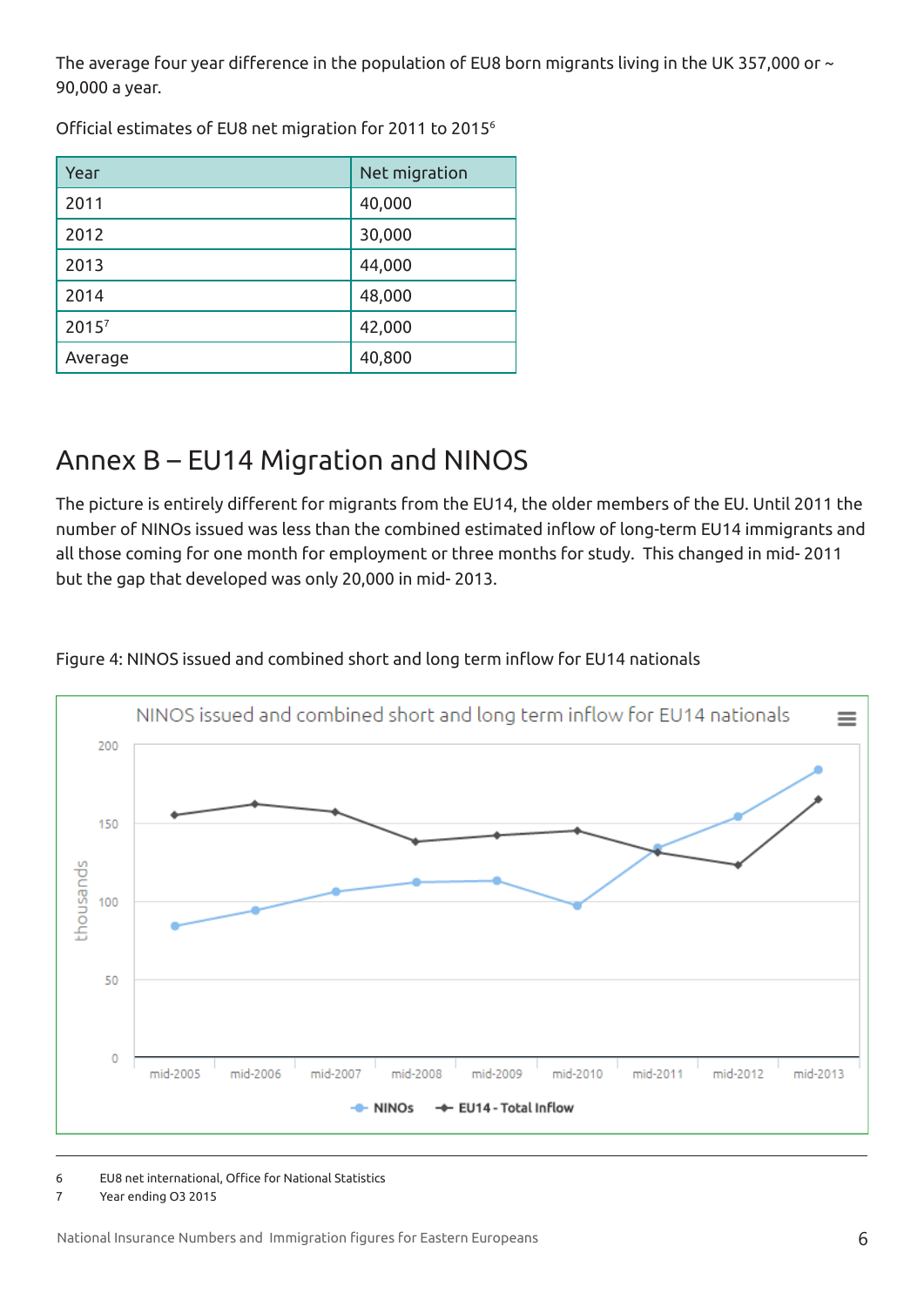The average four year difference in the population of EU8 born migrants living in the UK 357,000 or ~ 90,000 a year.

Official estimates of EU8 net migration for 2011 to 2015[6]

| Year | Net migration |
|---|---|
| 2011 | 40,000 |
| 2012 | 30,000 |
| 2013 | 44,000 |
| 2014 | 48,000 |
| 2015[7] | 42,000 |
| Average | 40,800 |

# Annex B – EU14 Migration and NINOS

The picture is entirely different for migrants from the EU14, the older members of the EU. Until 2011 the number of NINOs issued was less than the combined estimated inflow of long-term EU14 immigrants and all those coming for one month for employment or three months for study. This changed in mid- 2011 but the gap that developed was only 20,000 in mid- 2013.

Figure 4: NINOS issued and combined short and long term inflow for EU14 nationals

---

6 EU8 net international, Office for National Statistics

7 Year ending Q3 2015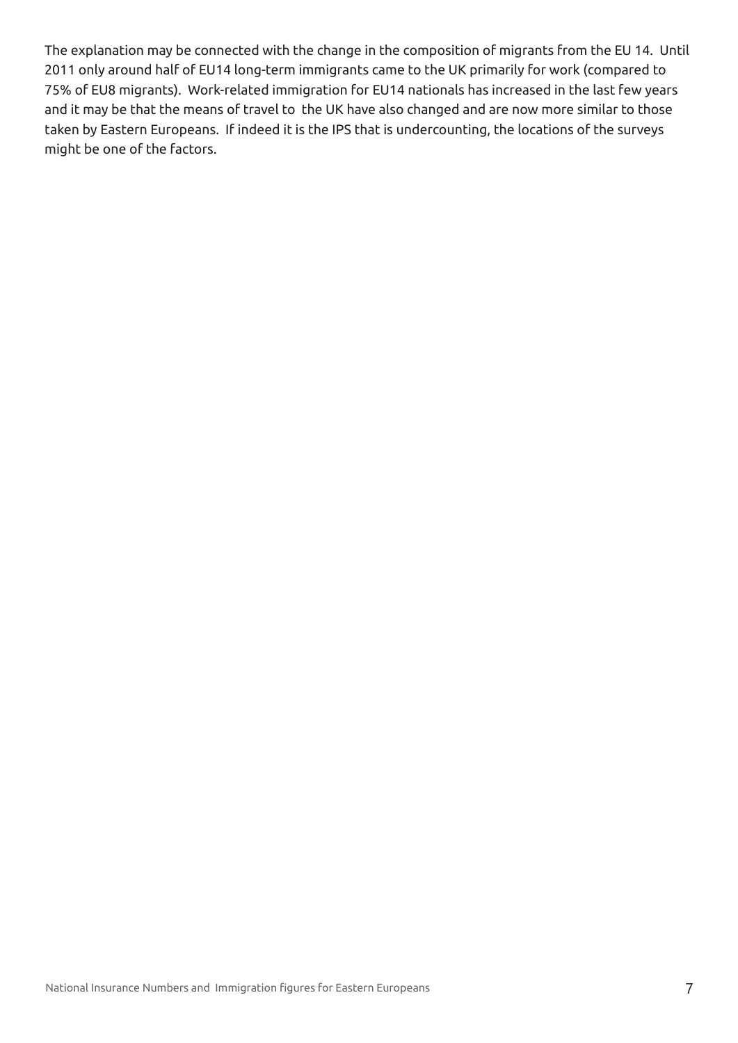The explanation may be connected with the change in the composition of migrants from the EU 14. Until 2011 only around half of EU14 long-term immigrants came to the UK primarily for work (compared to 75% of EU8 migrants). Work-related immigration for EU14 nationals has increased in the last few years and it may be that the means of travel to the UK have also changed and are now more similar to those taken by Eastern Europeans. If indeed it is the IPS that is undercounting, the locations of the surveys might be one of the factors.